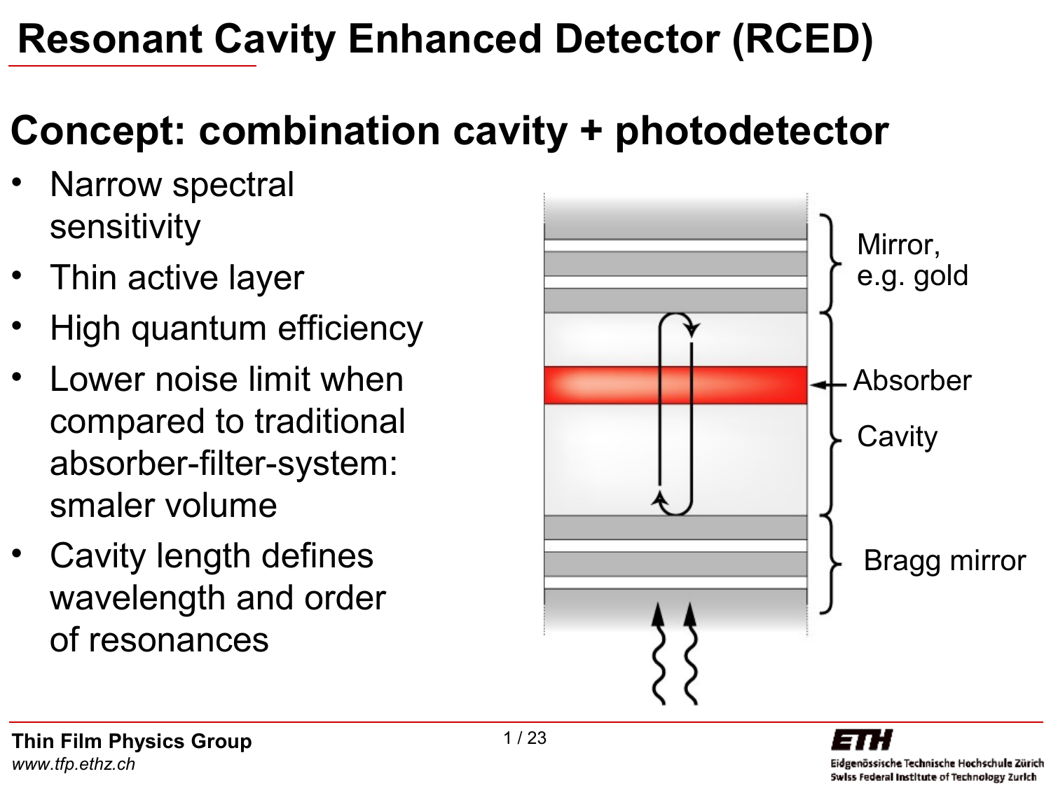# Resonant Cavity Enhanced Detector (RCED)

## Concept: combination cavity + photodetector

- Narrow spectral sensitivity
- Thin active layer
- High quantum efficiency
- Lower noise limit when compared to traditional absorber-filter-system: smaler volume
- Cavity length defines wavelength and order of resonances

Mirror, e.g. gold

Absorber

Cavity

Bragg mirror

**Thin Film Physics Group**
*www.tfp.ethz.ch*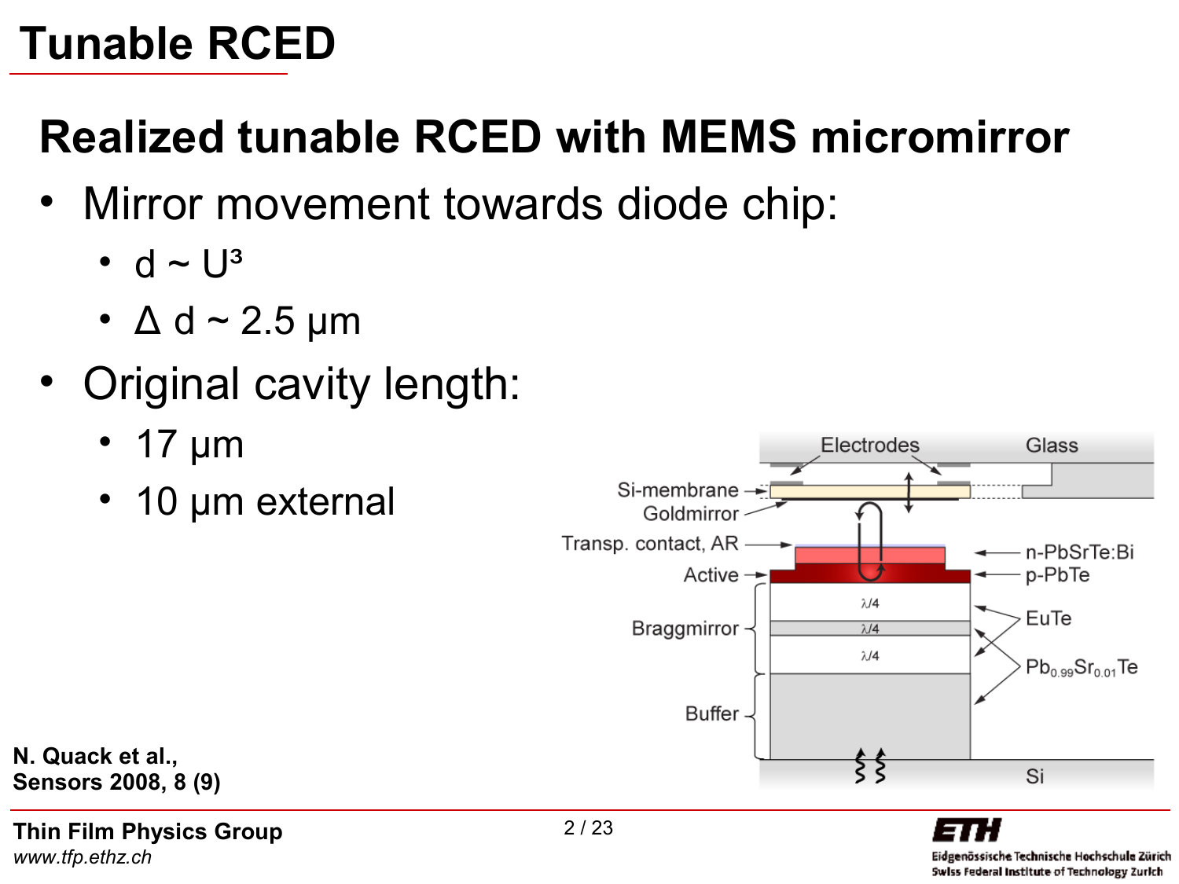# Tunable RCED

## Realized tunable RCED with MEMS micromirror

- Mirror movement towards diode chip:
  - $d \sim U^3$
  - $\Delta d \sim 2.5$ µm
- Original cavity length:
  - 17 µm
  - 10 µm external

Electrodes

Glass

Si-membrane

Goldmirror

Transp. contact, AR

Active

Braggmirror

Buffer

n-PbSrTe:Bi

p-PbTe

EuTe

$Pb_{0.99}Sr_{0.01}Te$

$\lambda/4$

$\lambda/4$

$\lambda/4$

Si

**N. Quack et al., Sensors 2008, 8 (9)**

**Thin Film Physics Group**
*www.tfp.ethz.ch*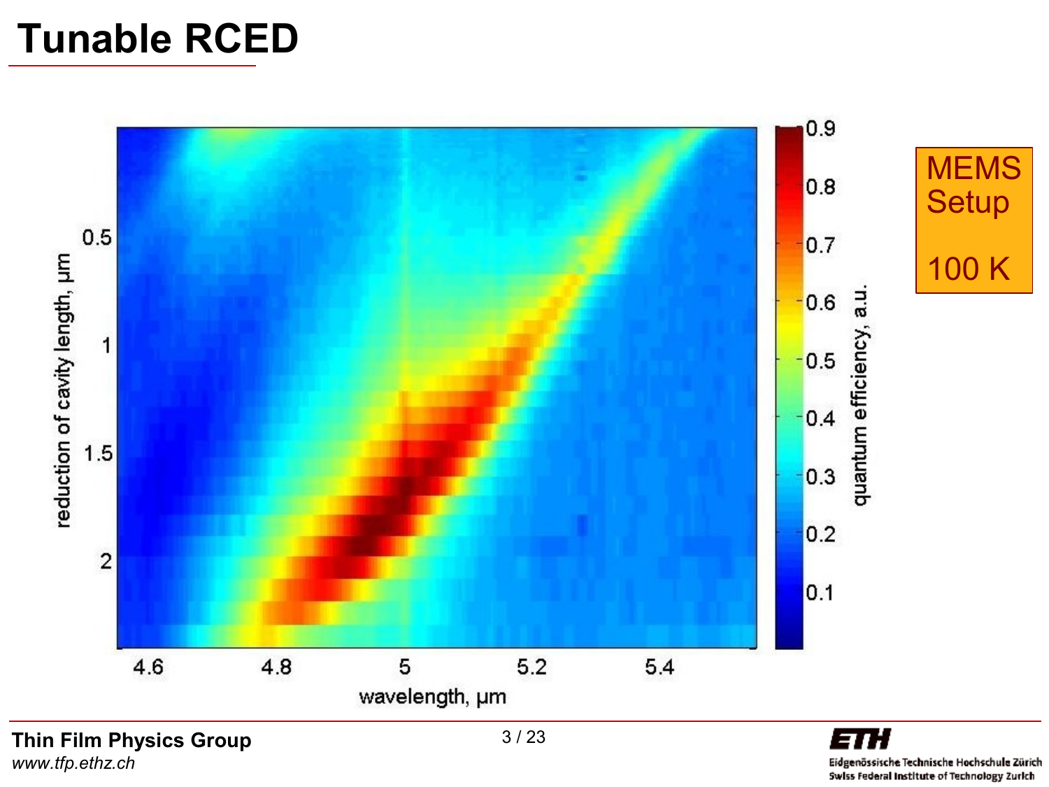# Tunable RCED

MEMS Setup

100 K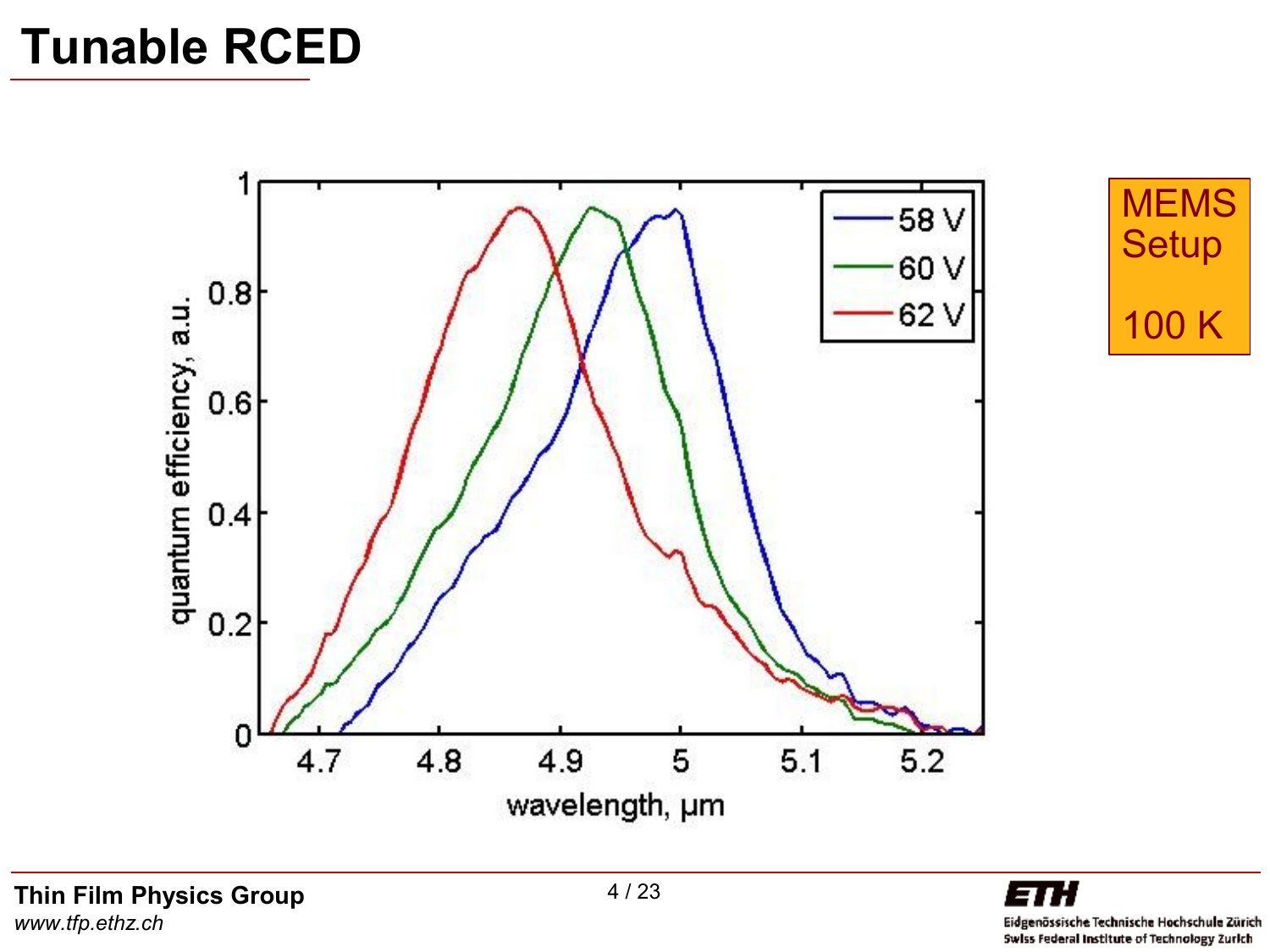# Tunable RCED

MEMS Setup

100 K

quantum efficiency, a.u. vs. wavelength, µm

Legend: 58 V, 60 V, 62 V

Thin Film Physics Group
*www.tfp.ethz.ch*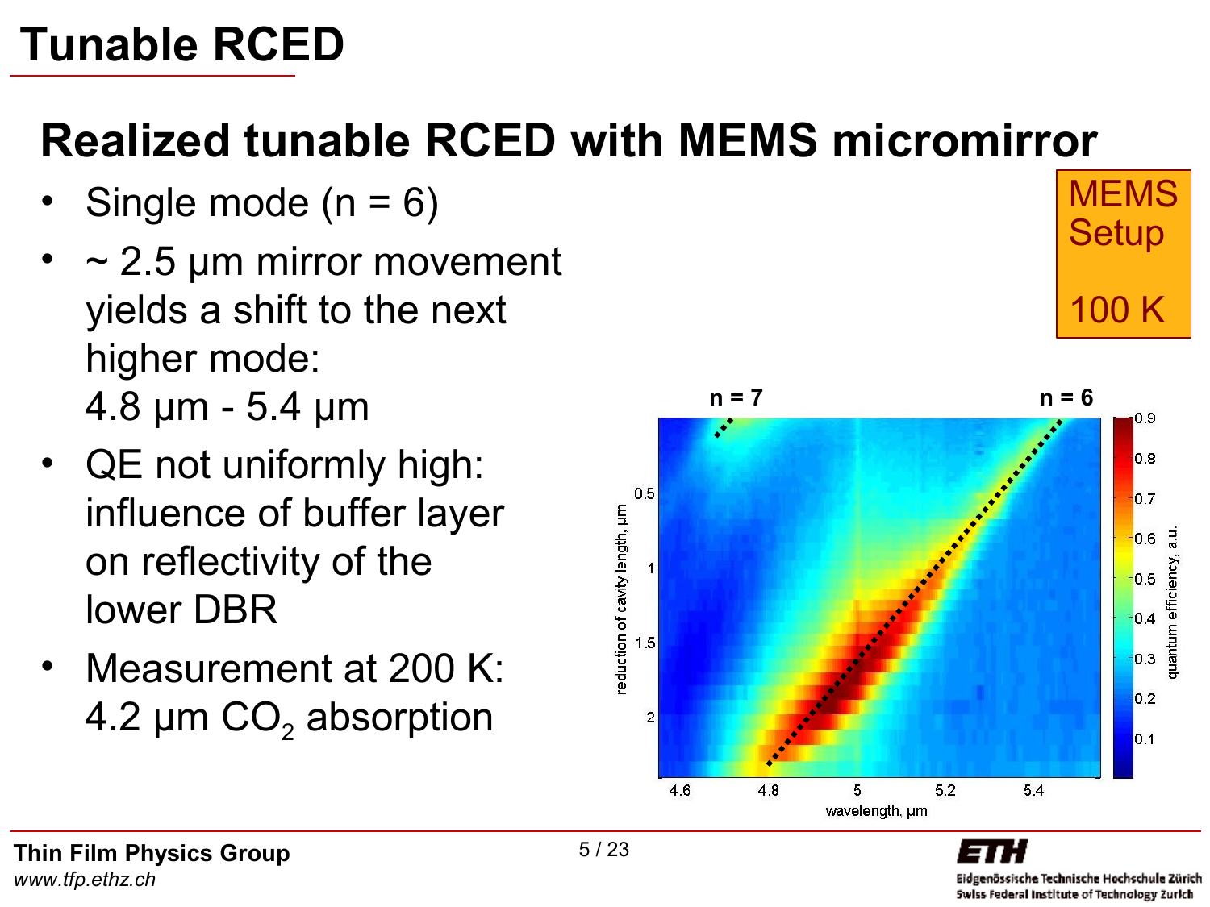# Tunable RCED

## Realized tunable RCED with MEMS micromirror

- Single mode (n = 6)
- ~ 2.5 µm mirror movement yields a shift to the next higher mode: 4.8 µm - 5.4 µm
- QE not uniformly high: influence of buffer layer on reflectivity of the lower DBR
- Measurement at 200 K: 4.2 µm $CO_2$ absorption

MEMS Setup

100 K

n = 7

n = 6

reduction of cavity length, µm

0.5

1

1.5

2

wavelength, µm

4.6

4.8

5

5.2

5.4

quantum efficiency, a.u.

0.9

0.8

0.7

0.6

0.5

0.4

0.3

0.2

0.1

Thin Film Physics Group

*www.tfp.ethz.ch*